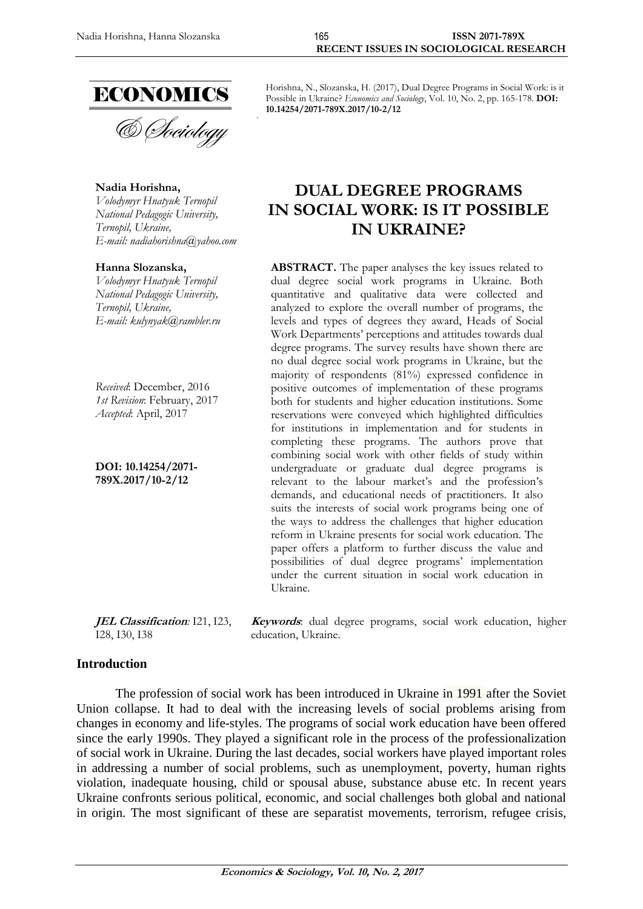ECONOMICS & Sociology

Horishna, N., Slozanska, H. (2017), Dual Degree Programs in Social Work: is it Possible in Ukraine? *Economics and Sociology*, Vol. 10, No. 2, pp. 165-178. **DOI: 10.14254/2071-789X.2017/10-2/12**

**Nadia Horishna,**
*Volodymyr Hnatyuk Ternopil National Pedagogic University, Ternopil, Ukraine,*
*E-mail: nadiahorishna@yahoo.com*

**Hanna Slozanska,**
*Volodymyr Hnatyuk Ternopil National Pedagogic University, Ternopil, Ukraine,*
*E-mail: kulynyak@rambler.ru*

*Received*: December, 2016
*1st Revision*: February, 2017
*Accepted*: April, 2017

**DOI: 10.14254/2071-789X.2017/10-2/12**

# DUAL DEGREE PROGRAMS IN SOCIAL WORK: IS IT POSSIBLE IN UKRAINE?

**ABSTRACT.** The paper analyses the key issues related to dual degree social work programs in Ukraine. Both quantitative and qualitative data were collected and analyzed to explore the overall number of programs, the levels and types of degrees they award, Heads of Social Work Departments' perceptions and attitudes towards dual degree programs. The survey results have shown there are no dual degree social work programs in Ukraine, but the majority of respondents (81%) expressed confidence in positive outcomes of implementation of these programs both for students and higher education institutions. Some reservations were conveyed which highlighted difficulties for institutions in implementation and for students in completing these programs. The authors prove that combining social work with other fields of study within undergraduate or graduate dual degree programs is relevant to the labour market's and the profession's demands, and educational needs of practitioners. It also suits the interests of social work programs being one of the ways to address the challenges that higher education reform in Ukraine presents for social work education. The paper offers a platform to further discuss the value and possibilities of dual degree programs' implementation under the current situation in social work education in Ukraine.

***JEL Classification:*** I21, I23, I28, I30, I38

***Keywords***: dual degree programs, social work education, higher education, Ukraine.

## Introduction

The profession of social work has been introduced in Ukraine in 1991 after the Soviet Union collapse. It had to deal with the increasing levels of social problems arising from changes in economy and life-styles. The programs of social work education have been offered since the early 1990s. They played a significant role in the process of the professionalization of social work in Ukraine. During the last decades, social workers have played important roles in addressing a number of social problems, such as unemployment, poverty, human rights violation, inadequate housing, child or spousal abuse, substance abuse etc. In recent years Ukraine confronts serious political, economic, and social challenges both global and national in origin. The most significant of these are separatist movements, terrorism, refugee crisis,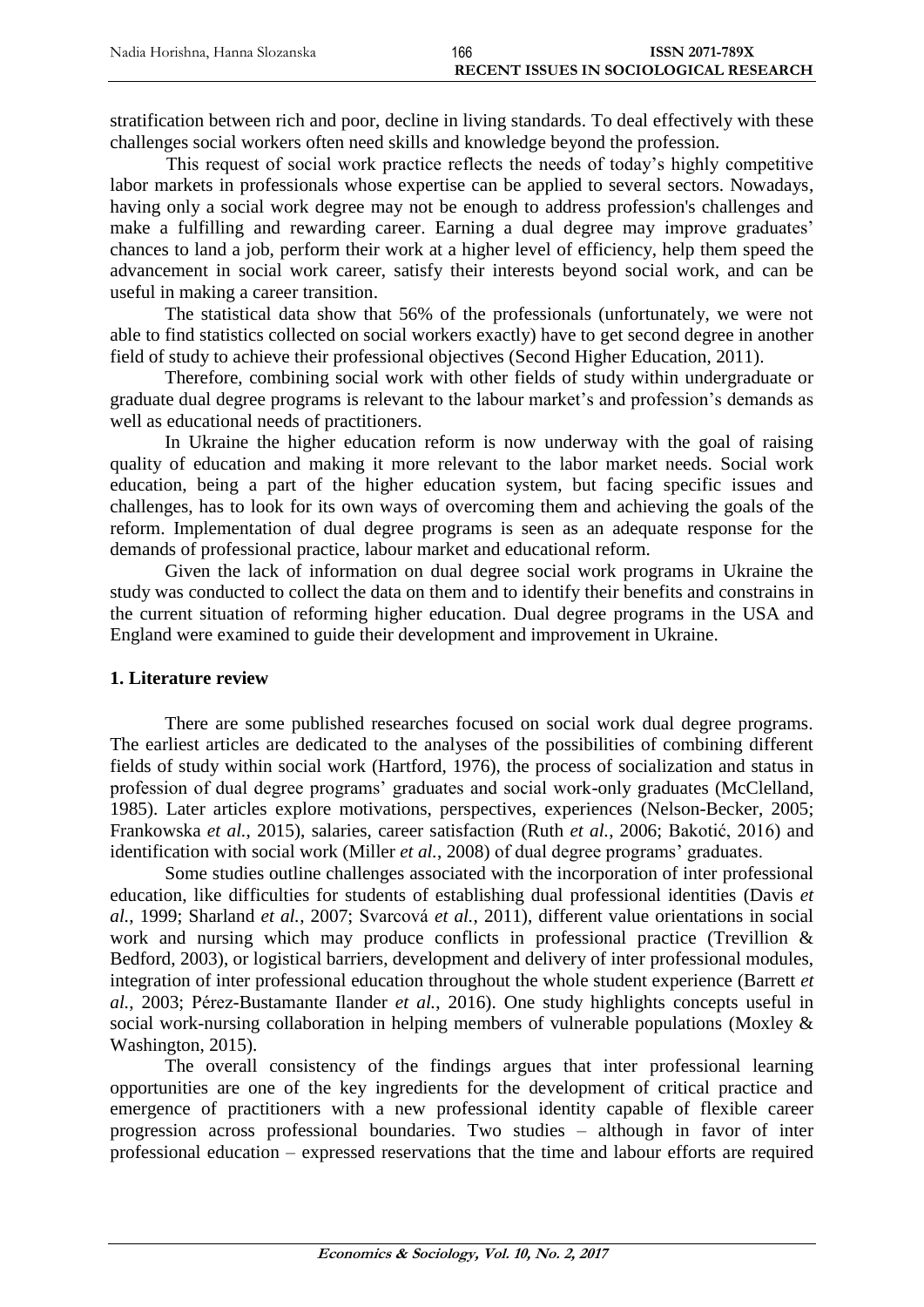stratification between rich and poor, decline in living standards. To deal effectively with these challenges social workers often need skills and knowledge beyond the profession.

This request of social work practice reflects the needs of today's highly competitive labor markets in professionals whose expertise can be applied to several sectors. Nowadays, having only a social work degree may not be enough to address profession's challenges and make a fulfilling and rewarding career. Earning a dual degree may improve graduates' chances to land a job, perform their work at a higher level of efficiency, help them speed the advancement in social work career, satisfy their interests beyond social work, and can be useful in making a career transition.

The statistical data show that 56% of the professionals (unfortunately, we were not able to find statistics collected on social workers exactly) have to get second degree in another field of study to achieve their professional objectives (Second Higher Education, 2011).

Therefore, combining social work with other fields of study within undergraduate or graduate dual degree programs is relevant to the labour market's and profession's demands as well as educational needs of practitioners.

In Ukraine the higher education reform is now underway with the goal of raising quality of education and making it more relevant to the labor market needs. Social work education, being a part of the higher education system, but facing specific issues and challenges, has to look for its own ways of overcoming them and achieving the goals of the reform. Implementation of dual degree programs is seen as an adequate response for the demands of professional practice, labour market and educational reform.

Given the lack of information on dual degree social work programs in Ukraine the study was conducted to collect the data on them and to identify their benefits and constrains in the current situation of reforming higher education. Dual degree programs in the USA and England were examined to guide their development and improvement in Ukraine.

## 1. Literature review

There are some published researches focused on social work dual degree programs. The earliest articles are dedicated to the analyses of the possibilities of combining different fields of study within social work (Hartford, 1976), the process of socialization and status in profession of dual degree programs' graduates and social work-only graduates (McClelland, 1985). Later articles explore motivations, perspectives, experiences (Nelson-Becker, 2005; Frankowska *et al.*, 2015), salaries, career satisfaction (Ruth *et al.*, 2006; Bakotić, 2016) and identification with social work (Miller *et al.*, 2008) of dual degree programs' graduates.

Some studies outline challenges associated with the incorporation of inter professional education, like difficulties for students of establishing dual professional identities (Davis *et al.*, 1999; Sharland *et al.*, 2007; Svarcová *et al.*, 2011), different value orientations in social work and nursing which may produce conflicts in professional practice (Trevillion & Bedford, 2003), or logistical barriers, development and delivery of inter professional modules, integration of inter professional education throughout the whole student experience (Barrett *et al.*, 2003; Pérez-Bustamante Ilander *et al.*, 2016). One study highlights concepts useful in social work-nursing collaboration in helping members of vulnerable populations (Moxley & Washington, 2015).

The overall consistency of the findings argues that inter professional learning opportunities are one of the key ingredients for the development of critical practice and emergence of practitioners with a new professional identity capable of flexible career progression across professional boundaries. Two studies – although in favor of inter professional education – expressed reservations that the time and labour efforts are required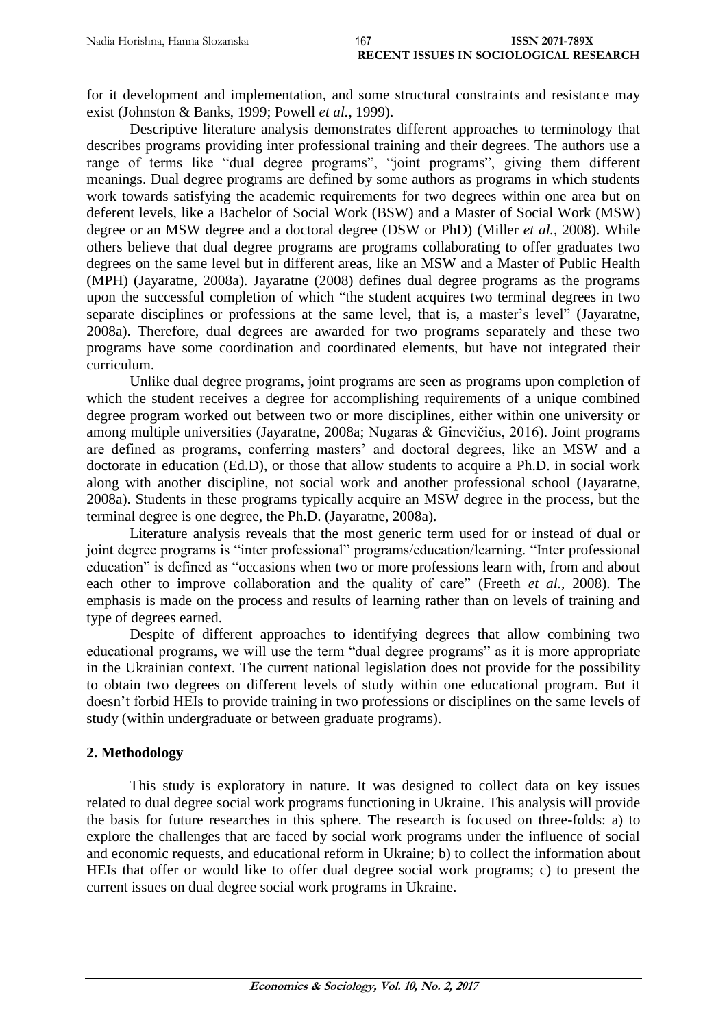for it development and implementation, and some structural constraints and resistance may exist (Johnston & Banks, 1999; Powell *et al.*, 1999).

Descriptive literature analysis demonstrates different approaches to terminology that describes programs providing inter professional training and their degrees. The authors use a range of terms like "dual degree programs", "joint programs", giving them different meanings. Dual degree programs are defined by some authors as programs in which students work towards satisfying the academic requirements for two degrees within one area but on deferent levels, like a Bachelor of Social Work (BSW) and a Master of Social Work (MSW) degree or an MSW degree and a doctoral degree (DSW or PhD) (Miller *et al.*, 2008). While others believe that dual degree programs are programs collaborating to offer graduates two degrees on the same level but in different areas, like an MSW and a Master of Public Health (MPH) (Jayaratne, 2008a). Jayaratne (2008) defines dual degree programs as the programs upon the successful completion of which "the student acquires two terminal degrees in two separate disciplines or professions at the same level, that is, a master's level" (Jayaratne, 2008a). Therefore, dual degrees are awarded for two programs separately and these two programs have some coordination and coordinated elements, but have not integrated their curriculum.

Unlike dual degree programs, joint programs are seen as programs upon completion of which the student receives a degree for accomplishing requirements of a unique combined degree program worked out between two or more disciplines, either within one university or among multiple universities (Jayaratne, 2008a; Nugaras & Ginevičius, 2016). Joint programs are defined as programs, conferring masters' and doctoral degrees, like an MSW and a doctorate in education (Ed.D), or those that allow students to acquire a Ph.D. in social work along with another discipline, not social work and another professional school (Jayaratne, 2008a). Students in these programs typically acquire an MSW degree in the process, but the terminal degree is one degree, the Ph.D. (Jayaratne, 2008a).

Literature analysis reveals that the most generic term used for or instead of dual or joint degree programs is "inter professional" programs/education/learning. "Inter professional education" is defined as "occasions when two or more professions learn with, from and about each other to improve collaboration and the quality of care" (Freeth *et al.*, 2008). The emphasis is made on the process and results of learning rather than on levels of training and type of degrees earned.

Despite of different approaches to identifying degrees that allow combining two educational programs, we will use the term "dual degree programs" as it is more appropriate in the Ukrainian context. The current national legislation does not provide for the possibility to obtain two degrees on different levels of study within one educational program. But it doesn't forbid HEIs to provide training in two professions or disciplines on the same levels of study (within undergraduate or between graduate programs).

## 2. Methodology

This study is exploratory in nature. It was designed to collect data on key issues related to dual degree social work programs functioning in Ukraine. This analysis will provide the basis for future researches in this sphere. The research is focused on three-folds: a) to explore the challenges that are faced by social work programs under the influence of social and economic requests, and educational reform in Ukraine; b) to collect the information about HEIs that offer or would like to offer dual degree social work programs; c) to present the current issues on dual degree social work programs in Ukraine.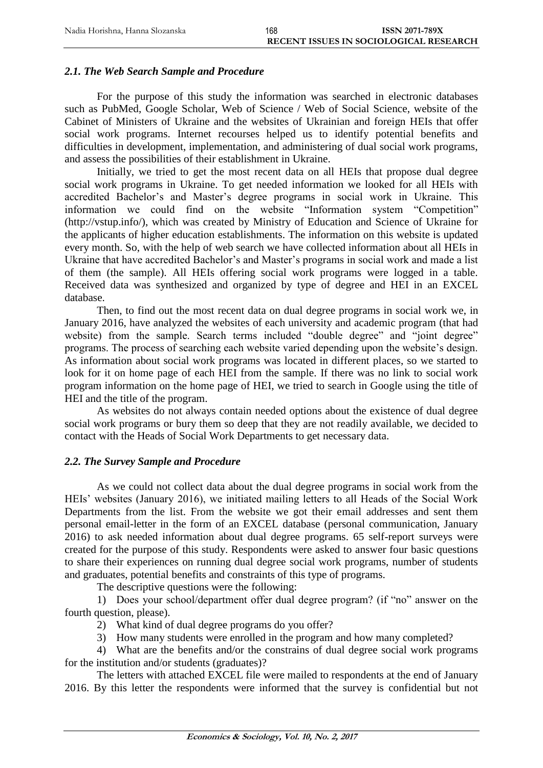### *2.1. The Web Search Sample and Procedure*

For the purpose of this study the information was searched in electronic databases such as PubMed, Google Scholar, Web of Science / Web of Social Science, website of the Cabinet of Ministers of Ukraine and the websites of Ukrainian and foreign HEIs that offer social work programs. Internet recourses helped us to identify potential benefits and difficulties in development, implementation, and administering of dual social work programs, and assess the possibilities of their establishment in Ukraine.

Initially, we tried to get the most recent data on all HEIs that propose dual degree social work programs in Ukraine. To get needed information we looked for all HEIs with accredited Bachelor's and Master's degree programs in social work in Ukraine. This information we could find on the website "Information system "Competition" (http://vstup.info/), which was created by Ministry of Education and Science of Ukraine for the applicants of higher education establishments. The information on this website is updated every month. So, with the help of web search we have collected information about all HEIs in Ukraine that have accredited Bachelor's and Master's programs in social work and made a list of them (the sample). All HEIs offering social work programs were logged in a table. Received data was synthesized and organized by type of degree and HEI in an EXCEL database.

Then, to find out the most recent data on dual degree programs in social work we, in January 2016, have analyzed the websites of each university and academic program (that had website) from the sample. Search terms included "double degree" and "joint degree" programs. The process of searching each website varied depending upon the website's design. As information about social work programs was located in different places, so we started to look for it on home page of each HEI from the sample. If there was no link to social work program information on the home page of HEI, we tried to search in Google using the title of HEI and the title of the program.

As websites do not always contain needed options about the existence of dual degree social work programs or bury them so deep that they are not readily available, we decided to contact with the Heads of Social Work Departments to get necessary data.

### *2.2. The Survey Sample and Procedure*

As we could not collect data about the dual degree programs in social work from the HEIs' websites (January 2016), we initiated mailing letters to all Heads of the Social Work Departments from the list. From the website we got their email addresses and sent them personal email-letter in the form of an EXCEL database (personal communication, January 2016) to ask needed information about dual degree programs. 65 self-report surveys were created for the purpose of this study. Respondents were asked to answer four basic questions to share their experiences on running dual degree social work programs, number of students and graduates, potential benefits and constraints of this type of programs.

The descriptive questions were the following:

1) Does your school/department offer dual degree program? (if "no" answer on the fourth question, please).
2) What kind of dual degree programs do you offer?
3) How many students were enrolled in the program and how many completed?
4) What are the benefits and/or the constrains of dual degree social work programs for the institution and/or students (graduates)?

The letters with attached EXCEL file were mailed to respondents at the end of January 2016. By this letter the respondents were informed that the survey is confidential but not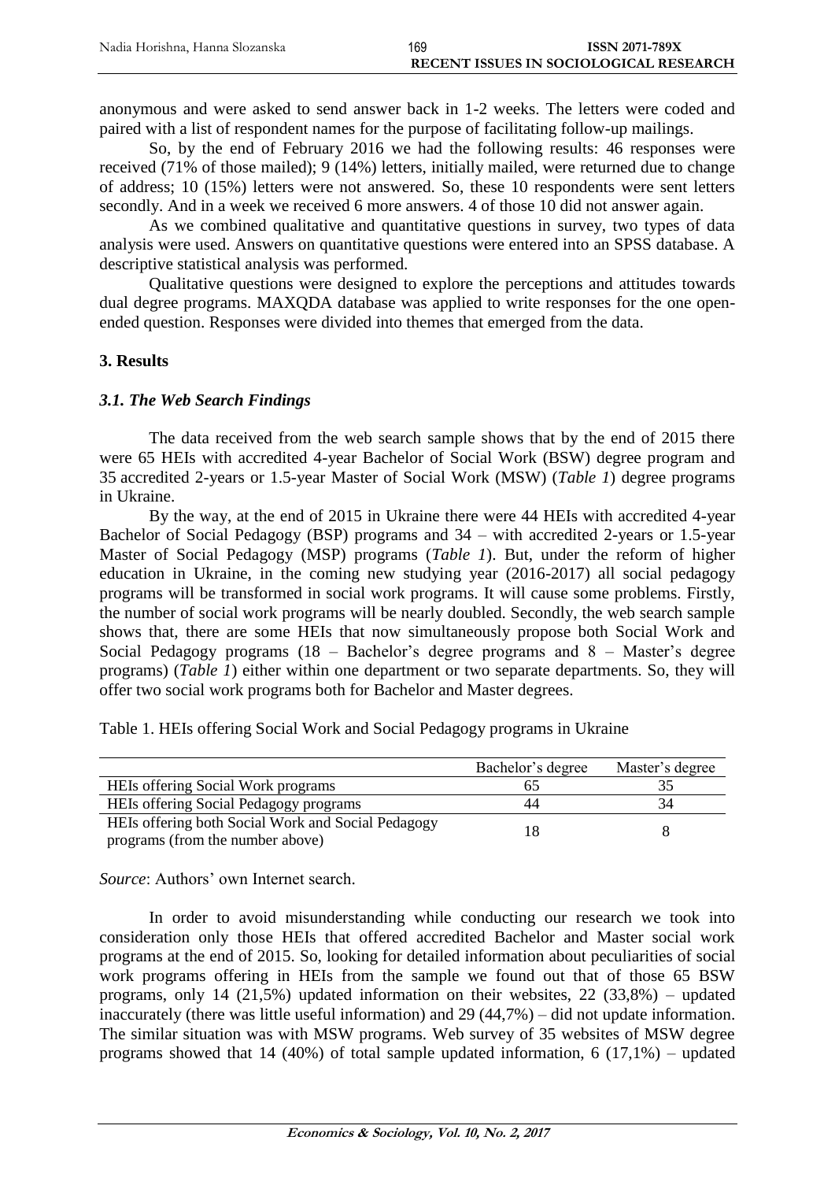anonymous and were asked to send answer back in 1-2 weeks. The letters were coded and paired with a list of respondent names for the purpose of facilitating follow-up mailings.

So, by the end of February 2016 we had the following results: 46 responses were received (71% of those mailed); 9 (14%) letters, initially mailed, were returned due to change of address; 10 (15%) letters were not answered. So, these 10 respondents were sent letters secondly. And in a week we received 6 more answers. 4 of those 10 did not answer again.

As we combined qualitative and quantitative questions in survey, two types of data analysis were used. Answers on quantitative questions were entered into an SPSS database. A descriptive statistical analysis was performed.

Qualitative questions were designed to explore the perceptions and attitudes towards dual degree programs. MAXQDA database was applied to write responses for the one open-ended question. Responses were divided into themes that emerged from the data.

## 3. Results

### *3.1. The Web Search Findings*

The data received from the web search sample shows that by the end of 2015 there were 65 HEIs with accredited 4-year Bachelor of Social Work (BSW) degree program and 35 accredited 2-years or 1.5-year Master of Social Work (MSW) (*Table 1*) degree programs in Ukraine.

By the way, at the end of 2015 in Ukraine there were 44 HEIs with accredited 4-year Bachelor of Social Pedagogy (BSP) programs and 34 – with accredited 2-years or 1.5-year Master of Social Pedagogy (MSP) programs (*Table 1*). But, under the reform of higher education in Ukraine, in the coming new studying year (2016-2017) all social pedagogy programs will be transformed in social work programs. It will cause some problems. Firstly, the number of social work programs will be nearly doubled. Secondly, the web search sample shows that, there are some HEIs that now simultaneously propose both Social Work and Social Pedagogy programs (18 – Bachelor's degree programs and 8 – Master's degree programs) (*Table 1*) either within one department or two separate departments. So, they will offer two social work programs both for Bachelor and Master degrees.

Table 1. HEIs offering Social Work and Social Pedagogy programs in Ukraine

| | Bachelor's degree | Master's degree |
|---|---|---|
| HEIs offering Social Work programs | 65 | 35 |
| HEIs offering Social Pedagogy programs | 44 | 34 |
| HEIs offering both Social Work and Social Pedagogy programs (from the number above) | 18 | 8 |

*Source*: Authors' own Internet search.

In order to avoid misunderstanding while conducting our research we took into consideration only those HEIs that offered accredited Bachelor and Master social work programs at the end of 2015. So, looking for detailed information about peculiarities of social work programs offering in HEIs from the sample we found out that of those 65 BSW programs, only 14 (21,5%) updated information on their websites, 22 (33,8%) – updated inaccurately (there was little useful information) and 29 (44,7%) – did not update information. The similar situation was with MSW programs. Web survey of 35 websites of MSW degree programs showed that 14 (40%) of total sample updated information, 6 (17,1%) – updated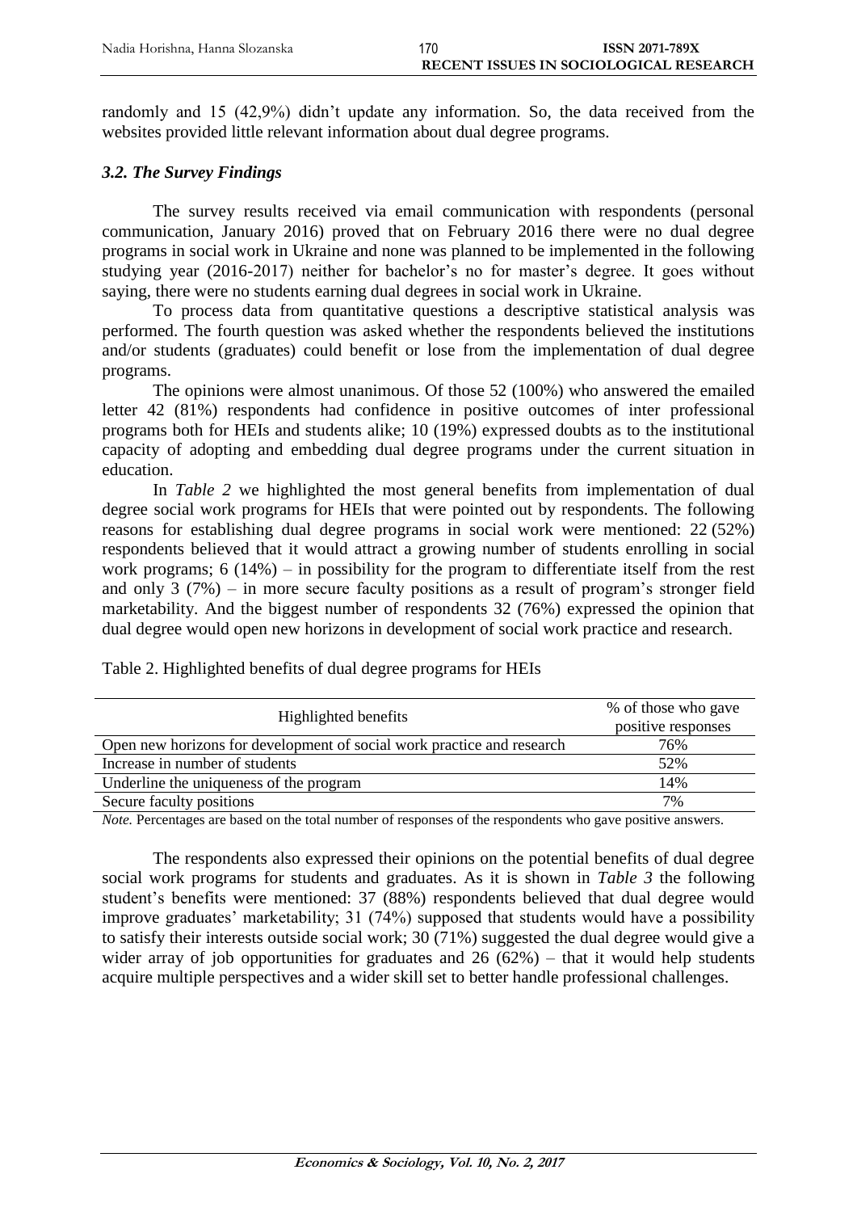randomly and 15 (42,9%) didn't update any information. So, the data received from the websites provided little relevant information about dual degree programs.

### *3.2. The Survey Findings*

The survey results received via email communication with respondents (personal communication, January 2016) proved that on February 2016 there were no dual degree programs in social work in Ukraine and none was planned to be implemented in the following studying year (2016-2017) neither for bachelor's no for master's degree. It goes without saying, there were no students earning dual degrees in social work in Ukraine.

To process data from quantitative questions a descriptive statistical analysis was performed. The fourth question was asked whether the respondents believed the institutions and/or students (graduates) could benefit or lose from the implementation of dual degree programs.

The opinions were almost unanimous. Of those 52 (100%) who answered the emailed letter 42 (81%) respondents had confidence in positive outcomes of inter professional programs both for HEIs and students alike; 10 (19%) expressed doubts as to the institutional capacity of adopting and embedding dual degree programs under the current situation in education.

In *Table 2* we highlighted the most general benefits from implementation of dual degree social work programs for HEIs that were pointed out by respondents. The following reasons for establishing dual degree programs in social work were mentioned: 22 (52%) respondents believed that it would attract a growing number of students enrolling in social work programs; 6 (14%) – in possibility for the program to differentiate itself from the rest and only 3 (7%) – in more secure faculty positions as a result of program's stronger field marketability. And the biggest number of respondents 32 (76%) expressed the opinion that dual degree would open new horizons in development of social work practice and research.

Table 2. Highlighted benefits of dual degree programs for HEIs

| Highlighted benefits | % of those who gave positive responses |
|---|---|
| Open new horizons for development of social work practice and research | 76% |
| Increase in number of students | 52% |
| Underline the uniqueness of the program | 14% |
| Secure faculty positions | 7% |

*Note.* Percentages are based on the total number of responses of the respondents who gave positive answers.

The respondents also expressed their opinions on the potential benefits of dual degree social work programs for students and graduates. As it is shown in *Table 3* the following student's benefits were mentioned: 37 (88%) respondents believed that dual degree would improve graduates' marketability; 31 (74%) supposed that students would have a possibility to satisfy their interests outside social work; 30 (71%) suggested the dual degree would give a wider array of job opportunities for graduates and 26 (62%) – that it would help students acquire multiple perspectives and a wider skill set to better handle professional challenges.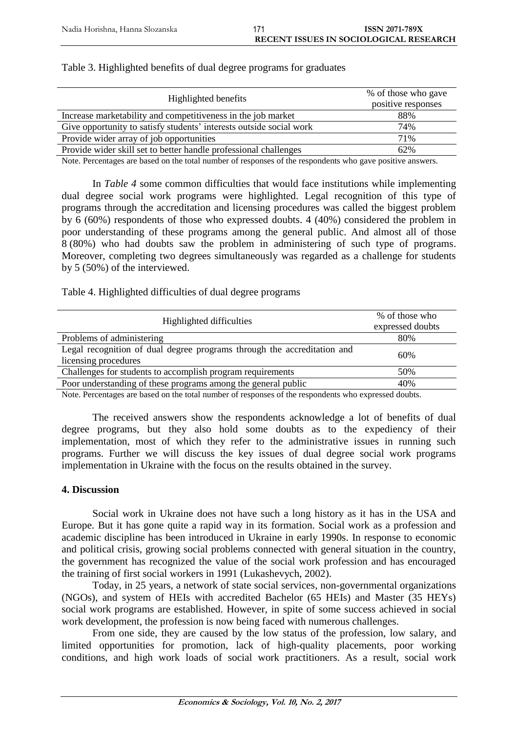Table 3. Highlighted benefits of dual degree programs for graduates

| Highlighted benefits | % of those who gave positive responses |
|---|---|
| Increase marketability and competitiveness in the job market | 88% |
| Give opportunity to satisfy students' interests outside social work | 74% |
| Provide wider array of job opportunities | 71% |
| Provide wider skill set to better handle professional challenges | 62% |

Note. Percentages are based on the total number of responses of the respondents who gave positive answers.

In *Table 4* some common difficulties that would face institutions while implementing dual degree social work programs were highlighted. Legal recognition of this type of programs through the accreditation and licensing procedures was called the biggest problem by 6 (60%) respondents of those who expressed doubts. 4 (40%) considered the problem in poor understanding of these programs among the general public. And almost all of those 8 (80%) who had doubts saw the problem in administering of such type of programs. Moreover, completing two degrees simultaneously was regarded as a challenge for students by 5 (50%) of the interviewed.

Table 4. Highlighted difficulties of dual degree programs

| Highlighted difficulties | % of those who expressed doubts |
|---|---|
| Problems of administering | 80% |
| Legal recognition of dual degree programs through the accreditation and licensing procedures | 60% |
| Challenges for students to accomplish program requirements | 50% |
| Poor understanding of these programs among the general public | 40% |

Note. Percentages are based on the total number of responses of the respondents who expressed doubts.

The received answers show the respondents acknowledge a lot of benefits of dual degree programs, but they also hold some doubts as to the expediency of their implementation, most of which they refer to the administrative issues in running such programs. Further we will discuss the key issues of dual degree social work programs implementation in Ukraine with the focus on the results obtained in the survey.

## 4. Discussion

Social work in Ukraine does not have such a long history as it has in the USA and Europe. But it has gone quite a rapid way in its formation. Social work as a profession and academic discipline has been introduced in Ukraine in early 1990s. In response to economic and political crisis, growing social problems connected with general situation in the country, the government has recognized the value of the social work profession and has encouraged the training of first social workers in 1991 (Lukashevych, 2002).

Today, in 25 years, a network of state social services, non-governmental organizations (NGOs), and system of HEIs with accredited Bachelor (65 HEIs) and Master (35 HEYs) social work programs are established. However, in spite of some success achieved in social work development, the profession is now being faced with numerous challenges.

From one side, they are caused by the low status of the profession, low salary, and limited opportunities for promotion, lack of high-quality placements, poor working conditions, and high work loads of social work practitioners. As a result, social work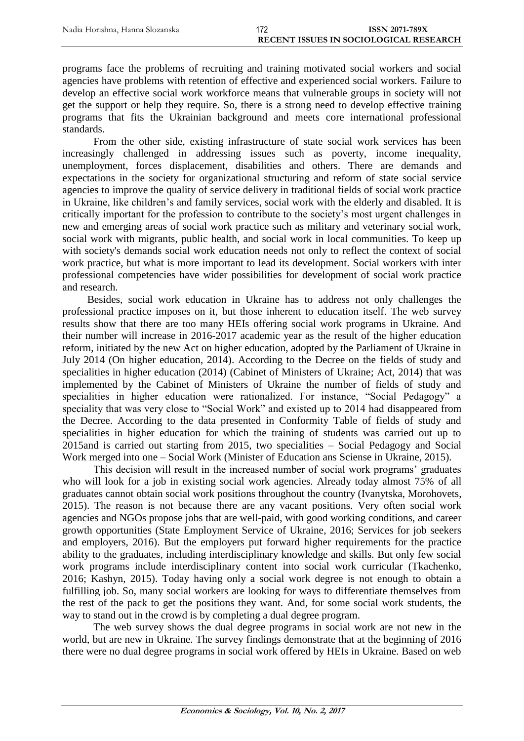programs face the problems of recruiting and training motivated social workers and social agencies have problems with retention of effective and experienced social workers. Failure to develop an effective social work workforce means that vulnerable groups in society will not get the support or help they require. So, there is a strong need to develop effective training programs that fits the Ukrainian background and meets core international professional standards.

From the other side, existing infrastructure of state social work services has been increasingly challenged in addressing issues such as poverty, income inequality, unemployment, forces displacement, disabilities and others. There are demands and expectations in the society for organizational structuring and reform of state social service agencies to improve the quality of service delivery in traditional fields of social work practice in Ukraine, like children's and family services, social work with the elderly and disabled. It is critically important for the profession to contribute to the society's most urgent challenges in new and emerging areas of social work practice such as military and veterinary social work, social work with migrants, public health, and social work in local communities. To keep up with society's demands social work education needs not only to reflect the context of social work practice, but what is more important to lead its development. Social workers with inter professional competencies have wider possibilities for development of social work practice and research.

Besides, social work education in Ukraine has to address not only challenges the professional practice imposes on it, but those inherent to education itself. The web survey results show that there are too many HEIs offering social work programs in Ukraine. And their number will increase in 2016-2017 academic year as the result of the higher education reform, initiated by the new Act on higher education, adopted by the Parliament of Ukraine in July 2014 (On higher education, 2014). According to the Decree on the fields of study and specialities in higher education (2014) (Cabinet of Ministers of Ukraine; Act, 2014) that was implemented by the Cabinet of Ministers of Ukraine the number of fields of study and specialities in higher education were rationalized. For instance, "Social Pedagogy" a speciality that was very close to "Social Work" and existed up to 2014 had disappeared from the Decree. According to the data presented in Conformity Table of fields of study and specialities in higher education for which the training of students was carried out up to 2015and is carried out starting from 2015, two specialities – Social Pedagogy and Social Work merged into one – Social Work (Minister of Education ans Sciense in Ukraine, 2015).

This decision will result in the increased number of social work programs' graduates who will look for a job in existing social work agencies. Already today almost 75% of all graduates cannot obtain social work positions throughout the country (Ivanytska, Morohovets, 2015). The reason is not because there are any vacant positions. Very often social work agencies and NGOs propose jobs that are well-paid, with good working conditions, and career growth opportunities (State Employment Service of Ukraine, 2016; Services for job seekers and employers, 2016). But the employers put forward higher requirements for the practice ability to the graduates, including interdisciplinary knowledge and skills. But only few social work programs include interdisciplinary content into social work curricular (Tkachenko, 2016; Kashyn, 2015). Today having only a social work degree is not enough to obtain a fulfilling job. So, many social workers are looking for ways to differentiate themselves from the rest of the pack to get the positions they want. And, for some social work students, the way to stand out in the crowd is by completing a dual degree program.

The web survey shows the dual degree programs in social work are not new in the world, but are new in Ukraine. The survey findings demonstrate that at the beginning of 2016 there were no dual degree programs in social work offered by HEIs in Ukraine. Based on web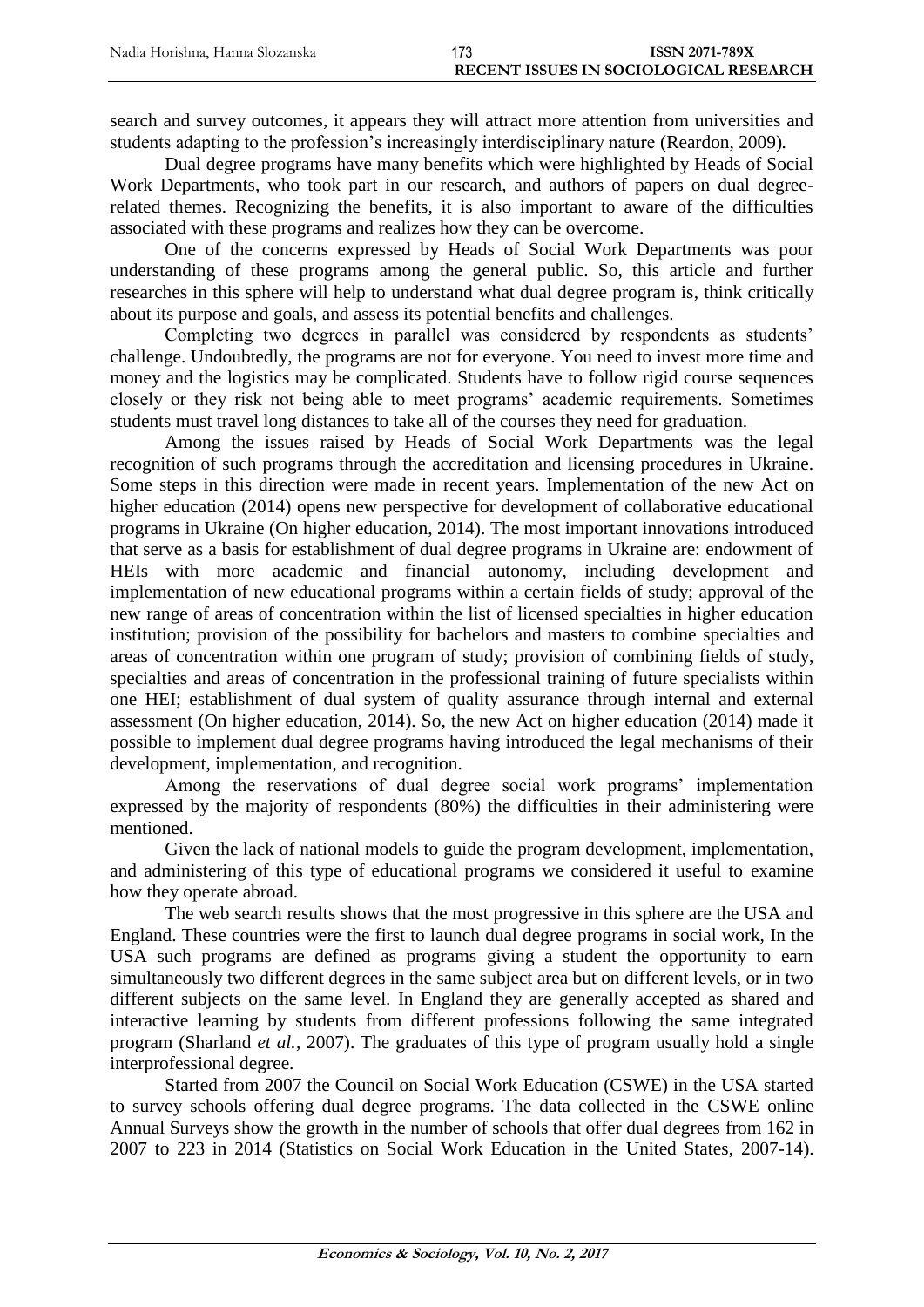search and survey outcomes, it appears they will attract more attention from universities and students adapting to the profession's increasingly interdisciplinary nature (Reardon, 2009).

Dual degree programs have many benefits which were highlighted by Heads of Social Work Departments, who took part in our research, and authors of papers on dual degree-related themes. Recognizing the benefits, it is also important to aware of the difficulties associated with these programs and realizes how they can be overcome.

One of the concerns expressed by Heads of Social Work Departments was poor understanding of these programs among the general public. So, this article and further researches in this sphere will help to understand what dual degree program is, think critically about its purpose and goals, and assess its potential benefits and challenges.

Completing two degrees in parallel was considered by respondents as students' challenge. Undoubtedly, the programs are not for everyone. You need to invest more time and money and the logistics may be complicated. Students have to follow rigid course sequences closely or they risk not being able to meet programs' academic requirements. Sometimes students must travel long distances to take all of the courses they need for graduation.

Among the issues raised by Heads of Social Work Departments was the legal recognition of such programs through the accreditation and licensing procedures in Ukraine. Some steps in this direction were made in recent years. Implementation of the new Act on higher education (2014) opens new perspective for development of collaborative educational programs in Ukraine (On higher education, 2014). The most important innovations introduced that serve as a basis for establishment of dual degree programs in Ukraine are: endowment of HEIs with more academic and financial autonomy, including development and implementation of new educational programs within a certain fields of study; approval of the new range of areas of concentration within the list of licensed specialties in higher education institution; provision of the possibility for bachelors and masters to combine specialties and areas of concentration within one program of study; provision of combining fields of study, specialties and areas of concentration in the professional training of future specialists within one HEI; establishment of dual system of quality assurance through internal and external assessment (On higher education, 2014). So, the new Act on higher education (2014) made it possible to implement dual degree programs having introduced the legal mechanisms of their development, implementation, and recognition.

Among the reservations of dual degree social work programs' implementation expressed by the majority of respondents (80%) the difficulties in their administering were mentioned.

Given the lack of national models to guide the program development, implementation, and administering of this type of educational programs we considered it useful to examine how they operate abroad.

The web search results shows that the most progressive in this sphere are the USA and England. These countries were the first to launch dual degree programs in social work, In the USA such programs are defined as programs giving a student the opportunity to earn simultaneously two different degrees in the same subject area but on different levels, or in two different subjects on the same level. In England they are generally accepted as shared and interactive learning by students from different professions following the same integrated program (Sharland *et al.*, 2007). The graduates of this type of program usually hold a single interprofessional degree.

Started from 2007 the Council on Social Work Education (CSWE) in the USA started to survey schools offering dual degree programs. The data collected in the CSWE online Annual Surveys show the growth in the number of schools that offer dual degrees from 162 in 2007 to 223 in 2014 (Statistics on Social Work Education in the United States, 2007-14).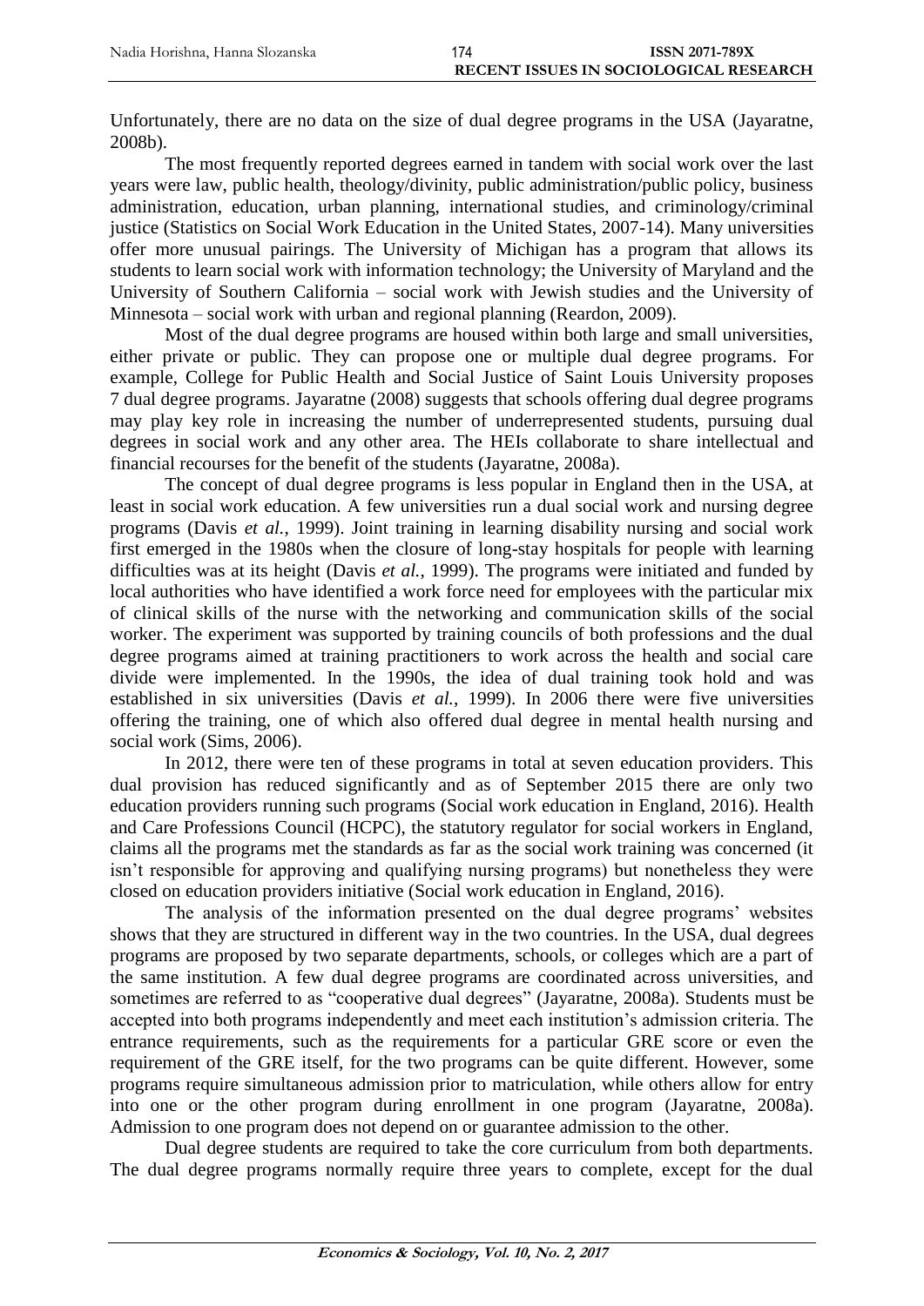Unfortunately, there are no data on the size of dual degree programs in the USA (Jayaratne, 2008b).

The most frequently reported degrees earned in tandem with social work over the last years were law, public health, theology/divinity, public administration/public policy, business administration, education, urban planning, international studies, and criminology/criminal justice (Statistics on Social Work Education in the United States, 2007-14). Many universities offer more unusual pairings. The University of Michigan has a program that allows its students to learn social work with information technology; the University of Maryland and the University of Southern California – social work with Jewish studies and the University of Minnesota – social work with urban and regional planning (Reardon, 2009).

Most of the dual degree programs are housed within both large and small universities, either private or public. They can propose one or multiple dual degree programs. For example, College for Public Health and Social Justice of Saint Louis University proposes 7 dual degree programs. Jayaratne (2008) suggests that schools offering dual degree programs may play key role in increasing the number of underrepresented students, pursuing dual degrees in social work and any other area. The HEIs collaborate to share intellectual and financial recourses for the benefit of the students (Jayaratne, 2008a).

The concept of dual degree programs is less popular in England then in the USA, at least in social work education. A few universities run a dual social work and nursing degree programs (Davis *et al.*, 1999). Joint training in learning disability nursing and social work first emerged in the 1980s when the closure of long-stay hospitals for people with learning difficulties was at its height (Davis *et al.*, 1999). The programs were initiated and funded by local authorities who have identified a work force need for employees with the particular mix of clinical skills of the nurse with the networking and communication skills of the social worker. The experiment was supported by training councils of both professions and the dual degree programs aimed at training practitioners to work across the health and social care divide were implemented. In the 1990s, the idea of dual training took hold and was established in six universities (Davis *et al.*, 1999). In 2006 there were five universities offering the training, one of which also offered dual degree in mental health nursing and social work (Sims, 2006).

In 2012, there were ten of these programs in total at seven education providers. This dual provision has reduced significantly and as of September 2015 there are only two education providers running such programs (Social work education in England, 2016). Health and Care Professions Council (HCPC), the statutory regulator for social workers in England, claims all the programs met the standards as far as the social work training was concerned (it isn't responsible for approving and qualifying nursing programs) but nonetheless they were closed on education providers initiative (Social work education in England, 2016).

The analysis of the information presented on the dual degree programs' websites shows that they are structured in different way in the two countries. In the USA, dual degrees programs are proposed by two separate departments, schools, or colleges which are a part of the same institution. A few dual degree programs are coordinated across universities, and sometimes are referred to as "cooperative dual degrees" (Jayaratne, 2008a). Students must be accepted into both programs independently and meet each institution's admission criteria. The entrance requirements, such as the requirements for a particular GRE score or even the requirement of the GRE itself, for the two programs can be quite different. However, some programs require simultaneous admission prior to matriculation, while others allow for entry into one or the other program during enrollment in one program (Jayaratne, 2008a). Admission to one program does not depend on or guarantee admission to the other.

Dual degree students are required to take the core curriculum from both departments. The dual degree programs normally require three years to complete, except for the dual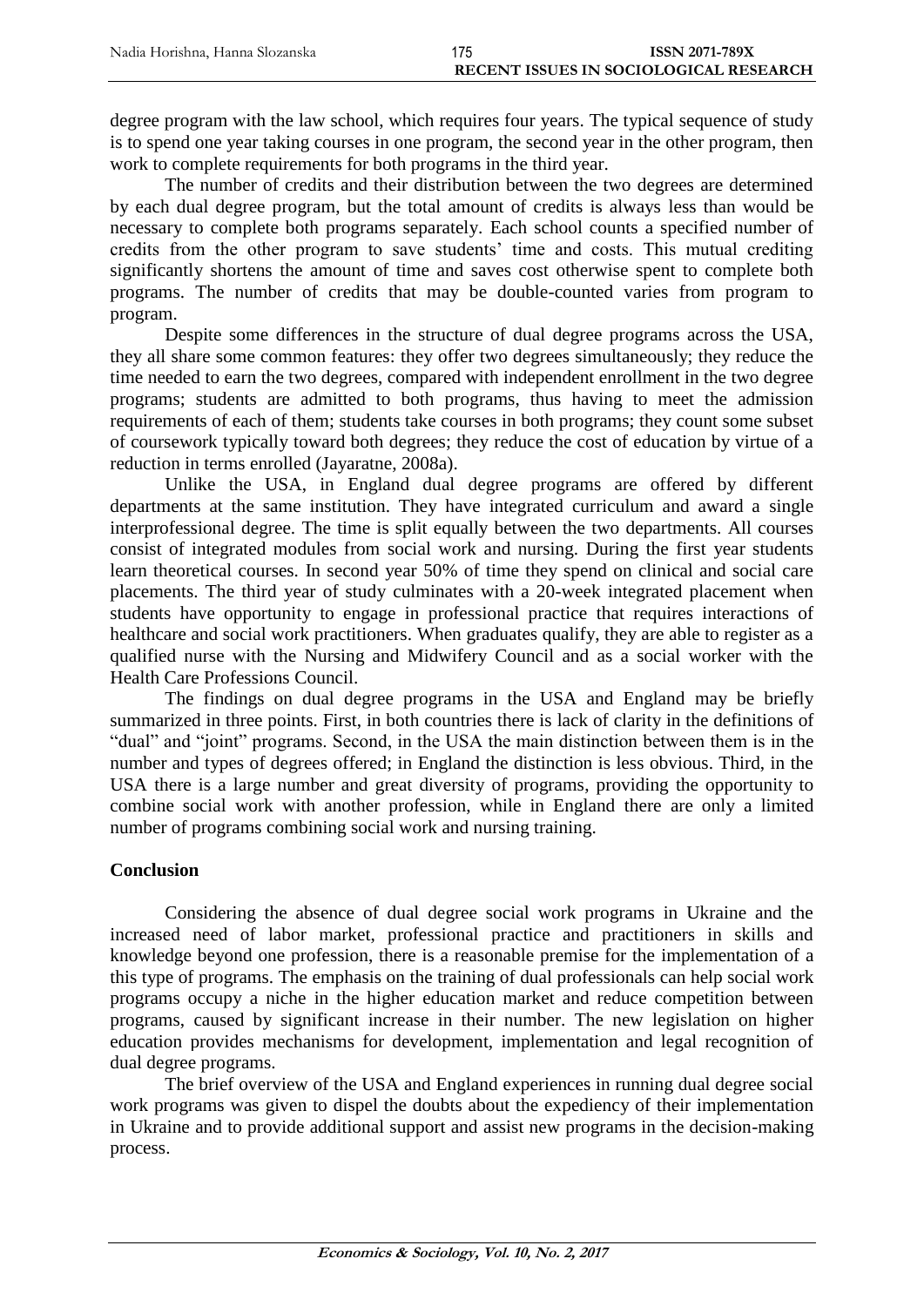degree program with the law school, which requires four years. The typical sequence of study is to spend one year taking courses in one program, the second year in the other program, then work to complete requirements for both programs in the third year.

The number of credits and their distribution between the two degrees are determined by each dual degree program, but the total amount of credits is always less than would be necessary to complete both programs separately. Each school counts a specified number of credits from the other program to save students' time and costs. This mutual crediting significantly shortens the amount of time and saves cost otherwise spent to complete both programs. The number of credits that may be double-counted varies from program to program.

Despite some differences in the structure of dual degree programs across the USA, they all share some common features: they offer two degrees simultaneously; they reduce the time needed to earn the two degrees, compared with independent enrollment in the two degree programs; students are admitted to both programs, thus having to meet the admission requirements of each of them; students take courses in both programs; they count some subset of coursework typically toward both degrees; they reduce the cost of education by virtue of a reduction in terms enrolled (Jayaratne, 2008a).

Unlike the USA, in England dual degree programs are offered by different departments at the same institution. They have integrated curriculum and award a single interprofessional degree. The time is split equally between the two departments. All courses consist of integrated modules from social work and nursing. During the first year students learn theoretical courses. In second year 50% of time they spend on clinical and social care placements. The third year of study culminates with a 20-week integrated placement when students have opportunity to engage in professional practice that requires interactions of healthcare and social work practitioners. When graduates qualify, they are able to register as a qualified nurse with the Nursing and Midwifery Council and as a social worker with the Health Care Professions Council.

The findings on dual degree programs in the USA and England may be briefly summarized in three points. First, in both countries there is lack of clarity in the definitions of "dual" and "joint" programs. Second, in the USA the main distinction between them is in the number and types of degrees offered; in England the distinction is less obvious. Third, in the USA there is a large number and great diversity of programs, providing the opportunity to combine social work with another profession, while in England there are only a limited number of programs combining social work and nursing training.

## Conclusion

Considering the absence of dual degree social work programs in Ukraine and the increased need of labor market, professional practice and practitioners in skills and knowledge beyond one profession, there is a reasonable premise for the implementation of a this type of programs. The emphasis on the training of dual professionals can help social work programs occupy a niche in the higher education market and reduce competition between programs, caused by significant increase in their number. The new legislation on higher education provides mechanisms for development, implementation and legal recognition of dual degree programs.

The brief overview of the USA and England experiences in running dual degree social work programs was given to dispel the doubts about the expediency of their implementation in Ukraine and to provide additional support and assist new programs in the decision-making process.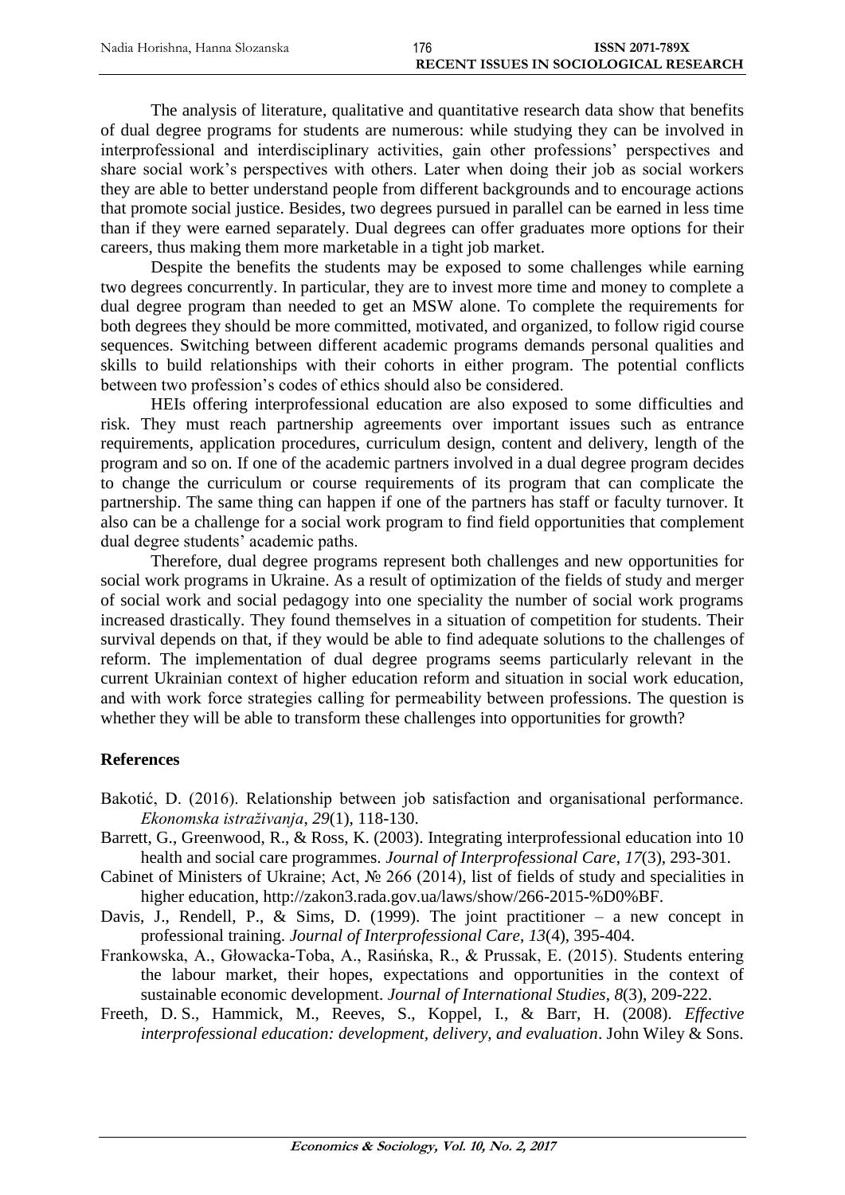The analysis of literature, qualitative and quantitative research data show that benefits of dual degree programs for students are numerous: while studying they can be involved in interprofessional and interdisciplinary activities, gain other professions' perspectives and share social work's perspectives with others. Later when doing their job as social workers they are able to better understand people from different backgrounds and to encourage actions that promote social justice. Besides, two degrees pursued in parallel can be earned in less time than if they were earned separately. Dual degrees can offer graduates more options for their careers, thus making them more marketable in a tight job market.

Despite the benefits the students may be exposed to some challenges while earning two degrees concurrently. In particular, they are to invest more time and money to complete a dual degree program than needed to get an MSW alone. To complete the requirements for both degrees they should be more committed, motivated, and organized, to follow rigid course sequences. Switching between different academic programs demands personal qualities and skills to build relationships with their cohorts in either program. The potential conflicts between two profession's codes of ethics should also be considered.

HEIs offering interprofessional education are also exposed to some difficulties and risk. They must reach partnership agreements over important issues such as entrance requirements, application procedures, curriculum design, content and delivery, length of the program and so on. If one of the academic partners involved in a dual degree program decides to change the curriculum or course requirements of its program that can complicate the partnership. The same thing can happen if one of the partners has staff or faculty turnover. It also can be a challenge for a social work program to find field opportunities that complement dual degree students' academic paths.

Therefore, dual degree programs represent both challenges and new opportunities for social work programs in Ukraine. As a result of optimization of the fields of study and merger of social work and social pedagogy into one speciality the number of social work programs increased drastically. They found themselves in a situation of competition for students. Their survival depends on that, if they would be able to find adequate solutions to the challenges of reform. The implementation of dual degree programs seems particularly relevant in the current Ukrainian context of higher education reform and situation in social work education, and with work force strategies calling for permeability between professions. The question is whether they will be able to transform these challenges into opportunities for growth?

## References

Bakotić, D. (2016). Relationship between job satisfaction and organisational performance. *Ekonomska istraživanja*, *29*(1), 118-130.

Barrett, G., Greenwood, R., & Ross, K. (2003). Integrating interprofessional education into 10 health and social care programmes. *Journal of Interprofessional Care*, *17*(3), 293-301.

Cabinet of Ministers of Ukraine; Act, № 266 (2014), list of fields of study and specialities in higher education, http://zakon3.rada.gov.ua/laws/show/266-2015-%D0%BF.

Davis, J., Rendell, P., & Sims, D. (1999). The joint practitioner – a new concept in professional training. *Journal of Interprofessional Care*, *13*(4), 395-404.

Frankowska, A., Głowacka-Toba, A., Rasińska, R., & Prussak, E. (2015). Students entering the labour market, their hopes, expectations and opportunities in the context of sustainable economic development. *Journal of International Studies*, *8*(3), 209-222.

Freeth, D. S., Hammick, M., Reeves, S., Koppel, I., & Barr, H. (2008). *Effective interprofessional education: development, delivery, and evaluation*. John Wiley & Sons.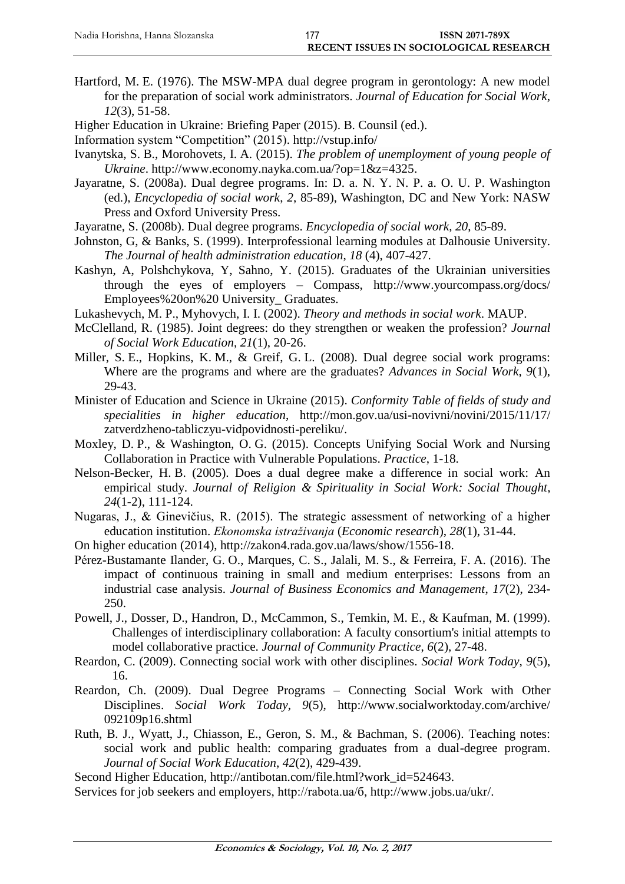Hartford, M. E. (1976). The MSW-MPA dual degree program in gerontology: A new model for the preparation of social work administrators. *Journal of Education for Social Work*, *12*(3), 51-58.

Higher Education in Ukraine: Briefing Paper (2015). B. Counsil (ed.).

Information system "Competition" (2015). http://vstup.info/

Ivanytska, S. B., Morohovets, I. A. (2015). *The problem of unemployment of young people of Ukraine*. http://www.economy.nayka.com.ua/?op=1&z=4325.

Jayaratne, S. (2008a). Dual degree programs. In: D. a. N. Y. N. P. a. O. U. P. Washington (ed.), *Encyclopedia of social work*, *2*, 85-89), Washington, DC and New York: NASW Press and Oxford University Press.

Jayaratne, S. (2008b). Dual degree programs. *Encyclopedia of social work*, *20*, 85-89.

Johnston, G, & Banks, S. (1999). Interprofessional learning modules at Dalhousie University. *The Journal of health administration education*, *18* (4), 407-427.

Kashyn, A, Polshchykova, Y, Sahno, Y. (2015). Graduates of the Ukrainian universities through the eyes of employers – Compass, http://www.yourcompass.org/docs/Employees%20on%20 University_ Graduates.

Lukashevych, M. P., Myhovych, I. I. (2002). *Theory and methods in social work*. MAUP.

McClelland, R. (1985). Joint degrees: do they strengthen or weaken the profession? *Journal of Social Work Education*, *21*(1), 20-26.

Miller, S. E., Hopkins, K. M., & Greif, G. L. (2008). Dual degree social work programs: Where are the programs and where are the graduates? *Advances in Social Work*, *9*(1), 29-43.

Minister of Education and Science in Ukraine (2015). *Conformity Table of fields of study and specialities in higher education*, http://mon.gov.ua/usi-novivni/novini/2015/11/17/zatverdzheno-tabliczyu-vidpovidnosti-pereliku/.

Moxley, D. P., & Washington, O. G. (2015). Concepts Unifying Social Work and Nursing Collaboration in Practice with Vulnerable Populations. *Practice*, 1-18.

Nelson-Becker, H. B. (2005). Does a dual degree make a difference in social work: An empirical study. *Journal of Religion & Spirituality in Social Work: Social Thought*, *24*(1-2), 111-124.

Nugaras, J., & Ginevičius, R. (2015). The strategic assessment of networking of a higher education institution. *Ekonomska istraživanja* (*Economic research*), *28*(1), 31-44.

On higher education (2014), http://zakon4.rada.gov.ua/laws/show/1556-18.

Pérez-Bustamante Ilander, G. O., Marques, C. S., Jalali, M. S., & Ferreira, F. A. (2016). The impact of continuous training in small and medium enterprises: Lessons from an industrial case analysis. *Journal of Business Economics and Management*, *17*(2), 234-250.

Powell, J., Dosser, D., Handron, D., McCammon, S., Temkin, M. E., & Kaufman, M. (1999). Challenges of interdisciplinary collaboration: A faculty consortium's initial attempts to model collaborative practice. *Journal of Community Practice*, *6*(2), 27-48.

Reardon, C. (2009). Connecting social work with other disciplines. *Social Work Today*, *9*(5), 16.

Reardon, Ch. (2009). Dual Degree Programs – Connecting Social Work with Other Disciplines. *Social Work Today*, *9*(5), http://www.socialworktoday.com/archive/092109p16.shtml

Ruth, B. J., Wyatt, J., Chiasson, E., Geron, S. M., & Bachman, S. (2006). Teaching notes: social work and public health: comparing graduates from a dual-degree program. *Journal of Social Work Education*, *42*(2), 429-439.

Second Higher Education, http://antibotan.com/file.html?work_id=524643.

Services for job seekers and employers, http://rabota.ua/б, http://www.jobs.ua/ukr/.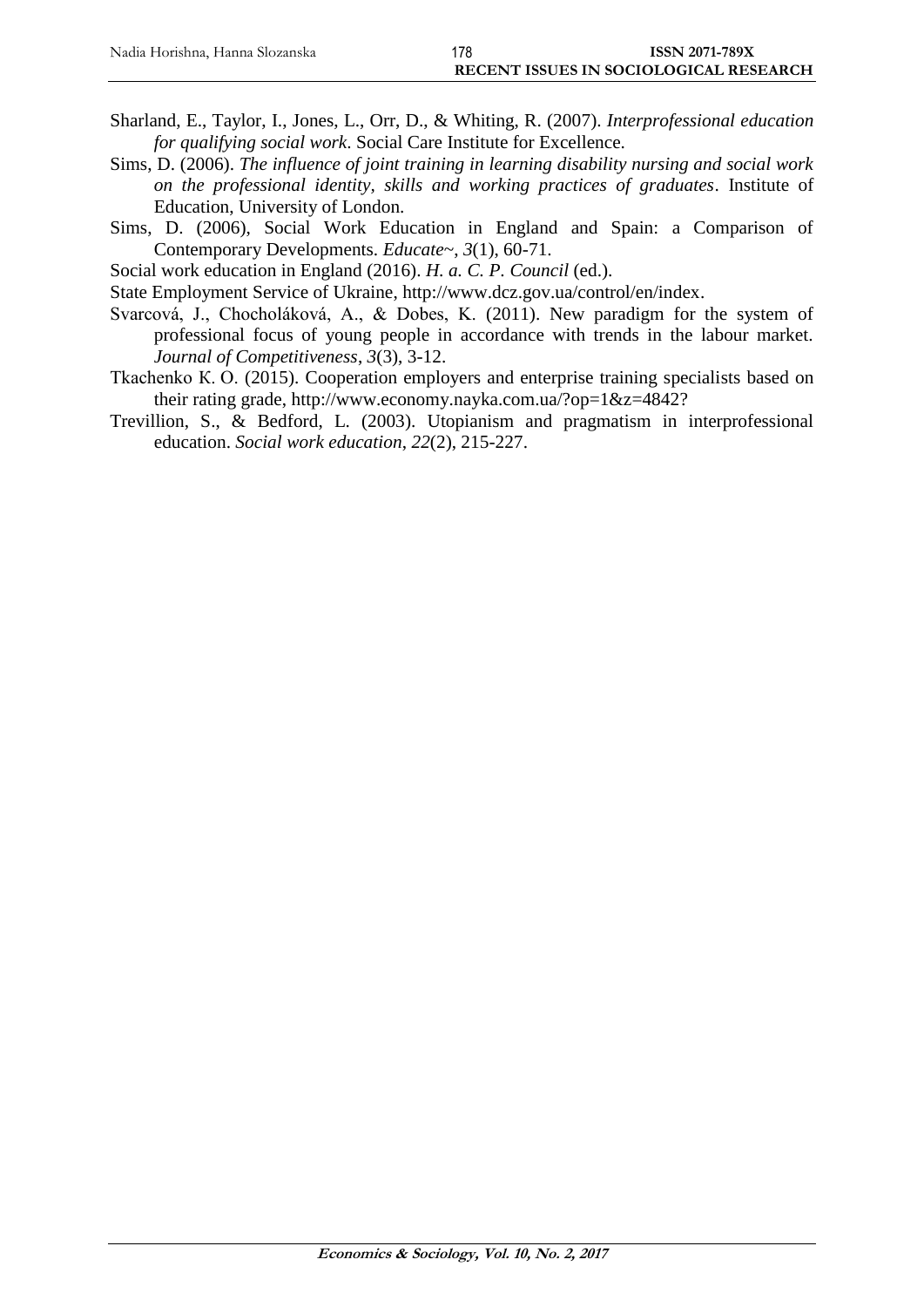Sharland, E., Taylor, I., Jones, L., Orr, D., & Whiting, R. (2007). *Interprofessional education for qualifying social work*. Social Care Institute for Excellence.

Sims, D. (2006). *The influence of joint training in learning disability nursing and social work on the professional identity, skills and working practices of graduates*. Institute of Education, University of London.

Sims, D. (2006), Social Work Education in England and Spain: a Comparison of Contemporary Developments. *Educate~*, *3*(1), 60-71.

Social work education in England (2016). *H. a. C. P. Council* (ed.).

State Employment Service of Ukraine, http://www.dcz.gov.ua/control/en/index.

Svarcová, J., Chocholáková, A., & Dobes, K. (2011). New paradigm for the system of professional focus of young people in accordance with trends in the labour market. *Journal of Competitiveness*, *3*(3), 3-12.

Tkachenko K. O. (2015). Cooperation employers and enterprise training specialists based on their rating grade, http://www.economy.nayka.com.ua/?op=1&z=4842?

Trevillion, S., & Bedford, L. (2003). Utopianism and pragmatism in interprofessional education. *Social work education*, *22*(2), 215-227.